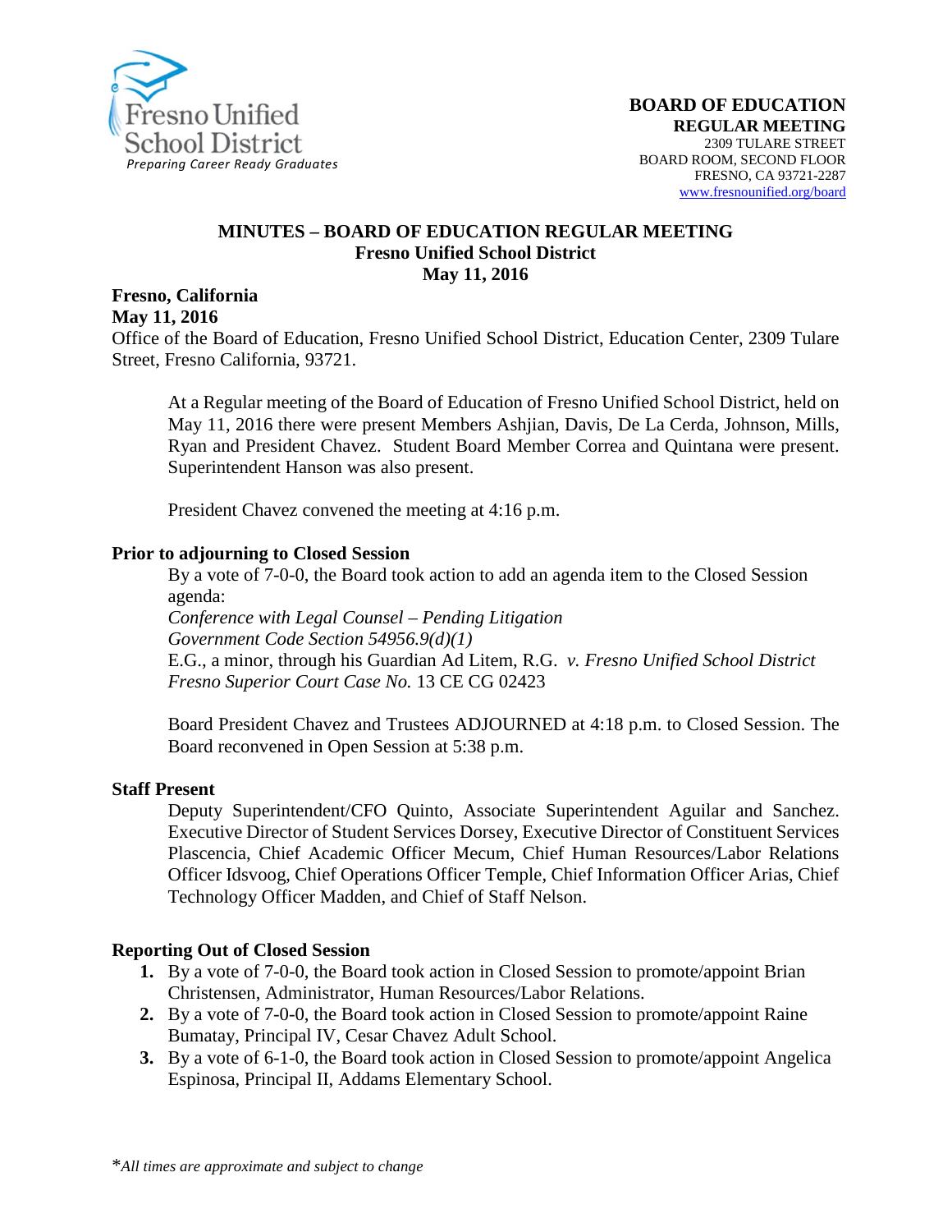Fresno Unified School District
*Preparing Career Ready Graduates*

**BOARD OF EDUCATION**
**REGULAR MEETING**
2309 TULARE STREET
BOARD ROOM, SECOND FLOOR
FRESNO, CA 93721-2287
www.fresnounified.org/board

# MINUTES – BOARD OF EDUCATION REGULAR MEETING
## Fresno Unified School District
## May 11, 2016

**Fresno, California**
**May 11, 2016**
Office of the Board of Education, Fresno Unified School District, Education Center, 2309 Tulare Street, Fresno California, 93721.

At a Regular meeting of the Board of Education of Fresno Unified School District, held on May 11, 2016 there were present Members Ashjian, Davis, De La Cerda, Johnson, Mills, Ryan and President Chavez. Student Board Member Correa and Quintana were present. Superintendent Hanson was also present.

President Chavez convened the meeting at 4:16 p.m.

**Prior to adjourning to Closed Session**

By a vote of 7-0-0, the Board took action to add an agenda item to the Closed Session agenda:
*Conference with Legal Counsel – Pending Litigation*
*Government Code Section 54956.9(d)(1)*
E.G., a minor, through his Guardian Ad Litem, R.G. *v. Fresno Unified School District*
*Fresno Superior Court Case No.* 13 CE CG 02423

Board President Chavez and Trustees ADJOURNED at 4:18 p.m. to Closed Session. The Board reconvened in Open Session at 5:38 p.m.

**Staff Present**

Deputy Superintendent/CFO Quinto, Associate Superintendent Aguilar and Sanchez. Executive Director of Student Services Dorsey, Executive Director of Constituent Services Plascencia, Chief Academic Officer Mecum, Chief Human Resources/Labor Relations Officer Idsvoog, Chief Operations Officer Temple, Chief Information Officer Arias, Chief Technology Officer Madden, and Chief of Staff Nelson.

**Reporting Out of Closed Session**

1. By a vote of 7-0-0, the Board took action in Closed Session to promote/appoint Brian Christensen, Administrator, Human Resources/Labor Relations.
2. By a vote of 7-0-0, the Board took action in Closed Session to promote/appoint Raine Bumatay, Principal IV, Cesar Chavez Adult School.
3. By a vote of 6-1-0, the Board took action in Closed Session to promote/appoint Angelica Espinosa, Principal II, Addams Elementary School.

*\*All times are approximate and subject to change*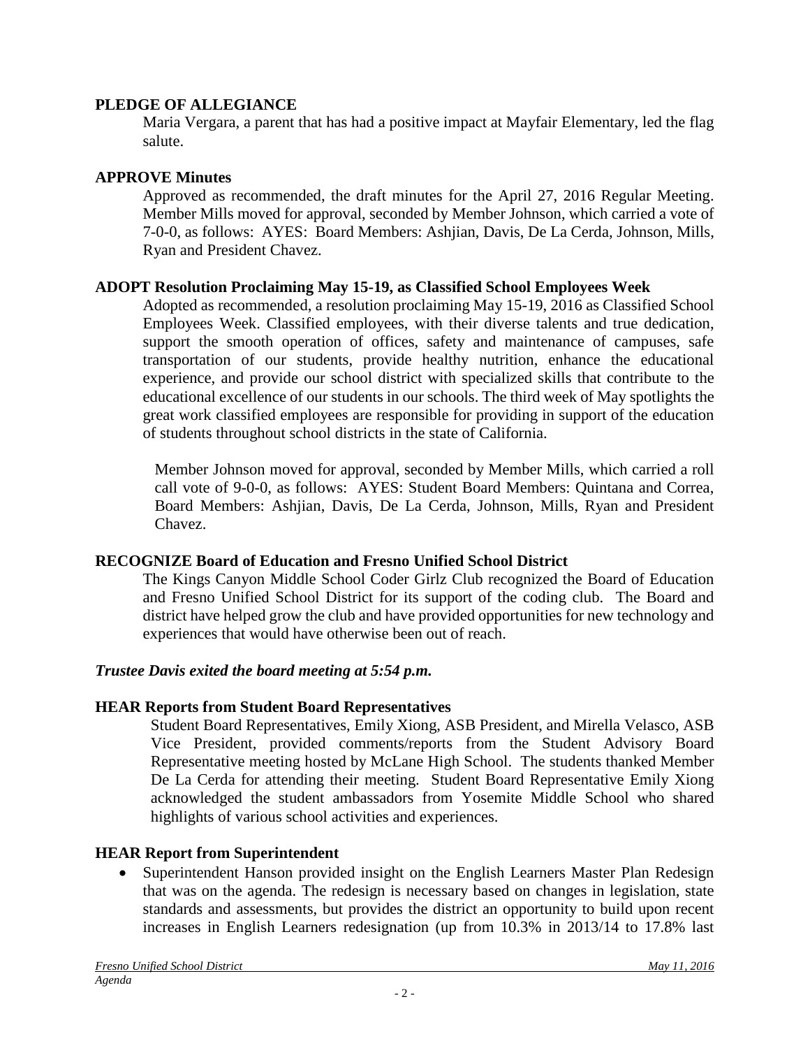## PLEDGE OF ALLEGIANCE

Maria Vergara, a parent that has had a positive impact at Mayfair Elementary, led the flag salute.

## APPROVE Minutes

Approved as recommended, the draft minutes for the April 27, 2016 Regular Meeting. Member Mills moved for approval, seconded by Member Johnson, which carried a vote of 7-0-0, as follows: AYES: Board Members: Ashjian, Davis, De La Cerda, Johnson, Mills, Ryan and President Chavez.

## ADOPT Resolution Proclaiming May 15-19, as Classified School Employees Week

Adopted as recommended, a resolution proclaiming May 15-19, 2016 as Classified School Employees Week. Classified employees, with their diverse talents and true dedication, support the smooth operation of offices, safety and maintenance of campuses, safe transportation of our students, provide healthy nutrition, enhance the educational experience, and provide our school district with specialized skills that contribute to the educational excellence of our students in our schools. The third week of May spotlights the great work classified employees are responsible for providing in support of the education of students throughout school districts in the state of California.

Member Johnson moved for approval, seconded by Member Mills, which carried a roll call vote of 9-0-0, as follows: AYES: Student Board Members: Quintana and Correa, Board Members: Ashjian, Davis, De La Cerda, Johnson, Mills, Ryan and President Chavez.

## RECOGNIZE Board of Education and Fresno Unified School District

The Kings Canyon Middle School Coder Girlz Club recognized the Board of Education and Fresno Unified School District for its support of the coding club. The Board and district have helped grow the club and have provided opportunities for new technology and experiences that would have otherwise been out of reach.

***Trustee Davis exited the board meeting at 5:54 p.m.***

## HEAR Reports from Student Board Representatives

Student Board Representatives, Emily Xiong, ASB President, and Mirella Velasco, ASB Vice President, provided comments/reports from the Student Advisory Board Representative meeting hosted by McLane High School. The students thanked Member De La Cerda for attending their meeting. Student Board Representative Emily Xiong acknowledged the student ambassadors from Yosemite Middle School who shared highlights of various school activities and experiences.

## HEAR Report from Superintendent

- Superintendent Hanson provided insight on the English Learners Master Plan Redesign that was on the agenda. The redesign is necessary based on changes in legislation, state standards and assessments, but provides the district an opportunity to build upon recent increases in English Learners redesignation (up from 10.3% in 2013/14 to 17.8% last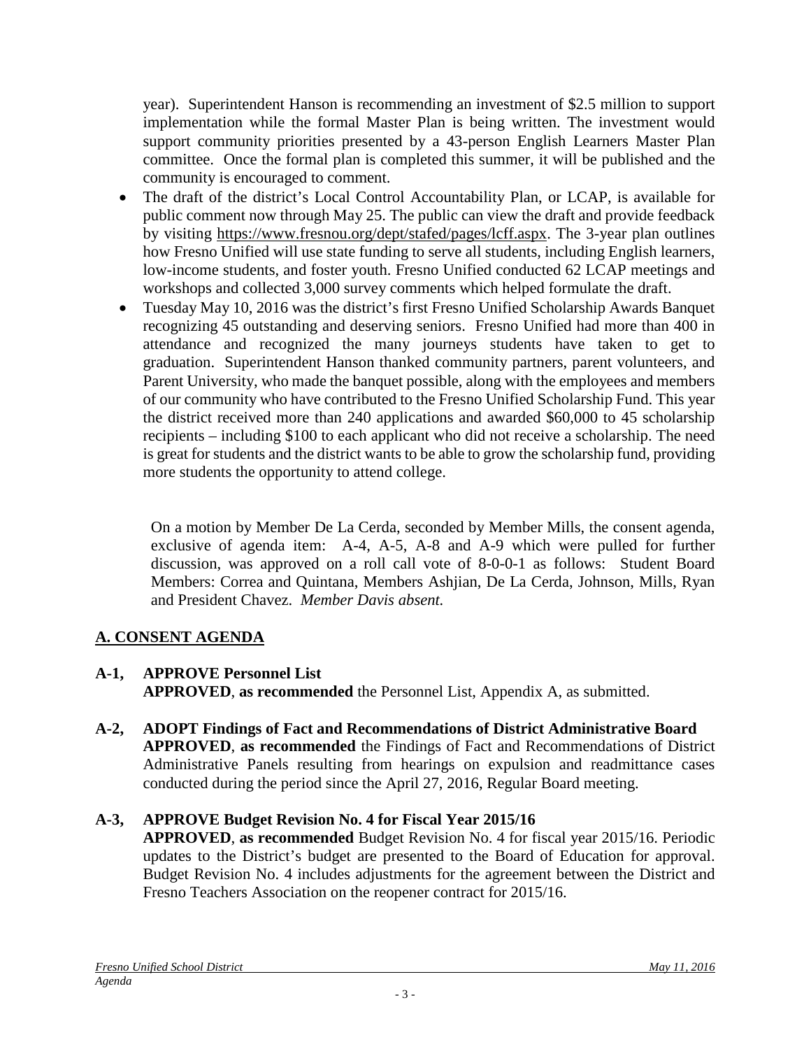year). Superintendent Hanson is recommending an investment of $2.5 million to support implementation while the formal Master Plan is being written. The investment would support community priorities presented by a 43-person English Learners Master Plan committee. Once the formal plan is completed this summer, it will be published and the community is encouraged to comment.

- The draft of the district's Local Control Accountability Plan, or LCAP, is available for public comment now through May 25. The public can view the draft and provide feedback by visiting https://www.fresnou.org/dept/stafed/pages/lcff.aspx. The 3-year plan outlines how Fresno Unified will use state funding to serve all students, including English learners, low-income students, and foster youth. Fresno Unified conducted 62 LCAP meetings and workshops and collected 3,000 survey comments which helped formulate the draft.
- Tuesday May 10, 2016 was the district's first Fresno Unified Scholarship Awards Banquet recognizing 45 outstanding and deserving seniors. Fresno Unified had more than 400 in attendance and recognized the many journeys students have taken to get to graduation. Superintendent Hanson thanked community partners, parent volunteers, and Parent University, who made the banquet possible, along with the employees and members of our community who have contributed to the Fresno Unified Scholarship Fund. This year the district received more than 240 applications and awarded $60,000 to 45 scholarship recipients – including $100 to each applicant who did not receive a scholarship. The need is great for students and the district wants to be able to grow the scholarship fund, providing more students the opportunity to attend college.

On a motion by Member De La Cerda, seconded by Member Mills, the consent agenda, exclusive of agenda item: A-4, A-5, A-8 and A-9 which were pulled for further discussion, was approved on a roll call vote of 8-0-0-1 as follows: Student Board Members: Correa and Quintana, Members Ashjian, De La Cerda, Johnson, Mills, Ryan and President Chavez. *Member Davis absent.*

## A. CONSENT AGENDA

**A-1, APPROVE Personnel List**
**APPROVED**, **as recommended** the Personnel List, Appendix A, as submitted.

**A-2, ADOPT Findings of Fact and Recommendations of District Administrative Board**
**APPROVED**, **as recommended** the Findings of Fact and Recommendations of District Administrative Panels resulting from hearings on expulsion and readmittance cases conducted during the period since the April 27, 2016, Regular Board meeting.

**A-3, APPROVE Budget Revision No. 4 for Fiscal Year 2015/16**
**APPROVED**, **as recommended** Budget Revision No. 4 for fiscal year 2015/16. Periodic updates to the District's budget are presented to the Board of Education for approval. Budget Revision No. 4 includes adjustments for the agreement between the District and Fresno Teachers Association on the reopener contract for 2015/16.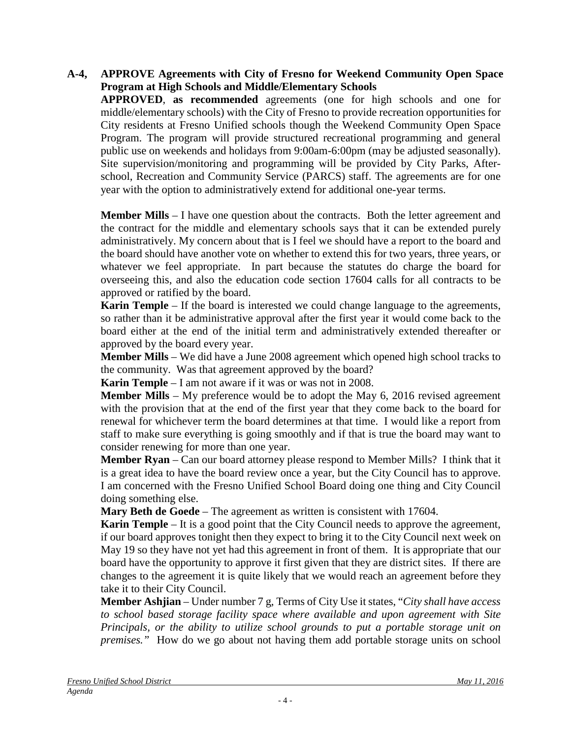**A-4, APPROVE Agreements with City of Fresno for Weekend Community Open Space Program at High Schools and Middle/Elementary Schools**

**APPROVED**, **as recommended** agreements (one for high schools and one for middle/elementary schools) with the City of Fresno to provide recreation opportunities for City residents at Fresno Unified schools though the Weekend Community Open Space Program. The program will provide structured recreational programming and general public use on weekends and holidays from 9:00am-6:00pm (may be adjusted seasonally). Site supervision/monitoring and programming will be provided by City Parks, After-school, Recreation and Community Service (PARCS) staff. The agreements are for one year with the option to administratively extend for additional one-year terms.

**Member Mills** – I have one question about the contracts. Both the letter agreement and the contract for the middle and elementary schools says that it can be extended purely administratively. My concern about that is I feel we should have a report to the board and the board should have another vote on whether to extend this for two years, three years, or whatever we feel appropriate. In part because the statutes do charge the board for overseeing this, and also the education code section 17604 calls for all contracts to be approved or ratified by the board.

**Karin Temple** – If the board is interested we could change language to the agreements, so rather than it be administrative approval after the first year it would come back to the board either at the end of the initial term and administratively extended thereafter or approved by the board every year.

**Member Mills** – We did have a June 2008 agreement which opened high school tracks to the community. Was that agreement approved by the board?

**Karin Temple** – I am not aware if it was or was not in 2008.

**Member Mills** – My preference would be to adopt the May 6, 2016 revised agreement with the provision that at the end of the first year that they come back to the board for renewal for whichever term the board determines at that time. I would like a report from staff to make sure everything is going smoothly and if that is true the board may want to consider renewing for more than one year.

**Member Ryan** – Can our board attorney please respond to Member Mills? I think that it is a great idea to have the board review once a year, but the City Council has to approve. I am concerned with the Fresno Unified School Board doing one thing and City Council doing something else.

**Mary Beth de Goede** – The agreement as written is consistent with 17604.

**Karin Temple** – It is a good point that the City Council needs to approve the agreement, if our board approves tonight then they expect to bring it to the City Council next week on May 19 so they have not yet had this agreement in front of them. It is appropriate that our board have the opportunity to approve it first given that they are district sites. If there are changes to the agreement it is quite likely that we would reach an agreement before they take it to their City Council.

**Member Ashjian** – Under number 7 g, Terms of City Use it states, "*City shall have access to school based storage facility space where available and upon agreement with Site Principals, or the ability to utilize school grounds to put a portable storage unit on premises.*" How do we go about not having them add portable storage units on school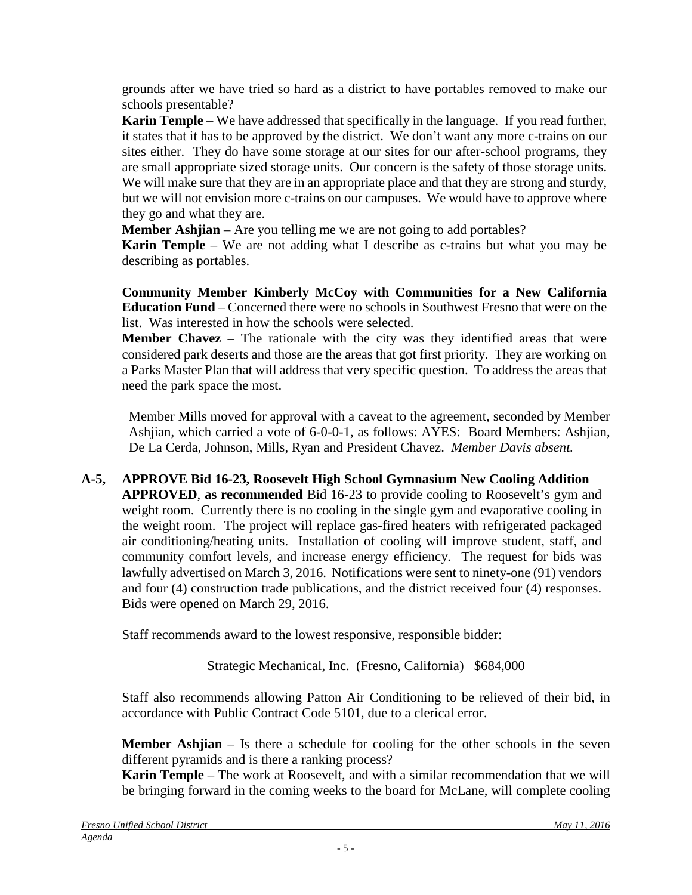grounds after we have tried so hard as a district to have portables removed to make our schools presentable?

**Karin Temple** – We have addressed that specifically in the language. If you read further, it states that it has to be approved by the district. We don't want any more c-trains on our sites either. They do have some storage at our sites for our after-school programs, they are small appropriate sized storage units. Our concern is the safety of those storage units. We will make sure that they are in an appropriate place and that they are strong and sturdy, but we will not envision more c-trains on our campuses. We would have to approve where they go and what they are.

**Member Ashjian** – Are you telling me we are not going to add portables?

**Karin Temple** – We are not adding what I describe as c-trains but what you may be describing as portables.

**Community Member Kimberly McCoy with Communities for a New California Education Fund** – Concerned there were no schools in Southwest Fresno that were on the list. Was interested in how the schools were selected.

**Member Chavez** – The rationale with the city was they identified areas that were considered park deserts and those are the areas that got first priority. They are working on a Parks Master Plan that will address that very specific question. To address the areas that need the park space the most.

Member Mills moved for approval with a caveat to the agreement, seconded by Member Ashjian, which carried a vote of 6-0-0-1, as follows: AYES: Board Members: Ashjian, De La Cerda, Johnson, Mills, Ryan and President Chavez. *Member Davis absent.*

**A-5, APPROVE Bid 16-23, Roosevelt High School Gymnasium New Cooling Addition**

**APPROVED, as recommended** Bid 16-23 to provide cooling to Roosevelt's gym and weight room. Currently there is no cooling in the single gym and evaporative cooling in the weight room. The project will replace gas-fired heaters with refrigerated packaged air conditioning/heating units. Installation of cooling will improve student, staff, and community comfort levels, and increase energy efficiency. The request for bids was lawfully advertised on March 3, 2016. Notifications were sent to ninety-one (91) vendors and four (4) construction trade publications, and the district received four (4) responses. Bids were opened on March 29, 2016.

Staff recommends award to the lowest responsive, responsible bidder:

Strategic Mechanical, Inc. (Fresno, California) $684,000

Staff also recommends allowing Patton Air Conditioning to be relieved of their bid, in accordance with Public Contract Code 5101, due to a clerical error.

**Member Ashjian** – Is there a schedule for cooling for the other schools in the seven different pyramids and is there a ranking process?

**Karin Temple** – The work at Roosevelt, and with a similar recommendation that we will be bringing forward in the coming weeks to the board for McLane, will complete cooling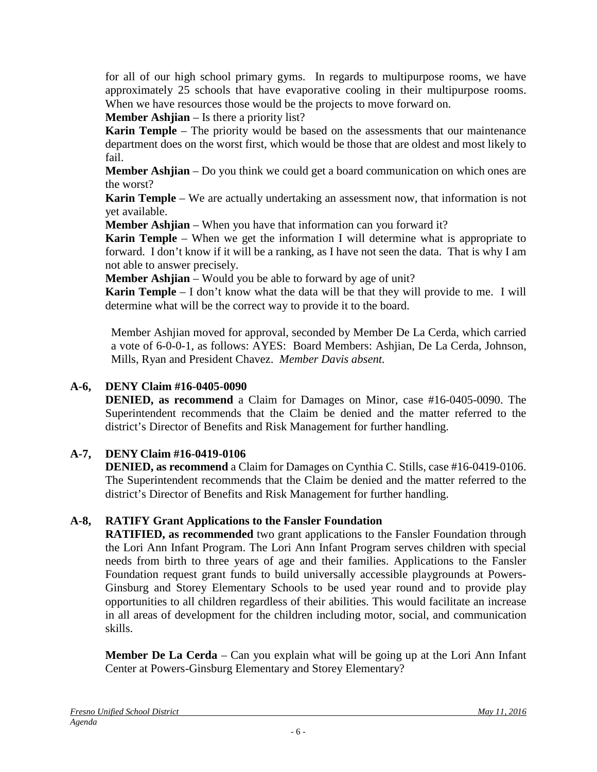for all of our high school primary gyms. In regards to multipurpose rooms, we have approximately 25 schools that have evaporative cooling in their multipurpose rooms. When we have resources those would be the projects to move forward on.

**Member Ashjian** – Is there a priority list?

**Karin Temple** – The priority would be based on the assessments that our maintenance department does on the worst first, which would be those that are oldest and most likely to fail.

**Member Ashjian** – Do you think we could get a board communication on which ones are the worst?

**Karin Temple** – We are actually undertaking an assessment now, that information is not yet available.

**Member Ashjian** – When you have that information can you forward it?

**Karin Temple** – When we get the information I will determine what is appropriate to forward. I don't know if it will be a ranking, as I have not seen the data. That is why I am not able to answer precisely.

**Member Ashjian** – Would you be able to forward by age of unit?

**Karin Temple** – I don't know what the data will be that they will provide to me. I will determine what will be the correct way to provide it to the board.

Member Ashjian moved for approval, seconded by Member De La Cerda, which carried a vote of 6-0-0-1, as follows: AYES: Board Members: Ashjian, De La Cerda, Johnson, Mills, Ryan and President Chavez. *Member Davis absent.*

**A-6, DENY Claim #16-0405-0090**

**DENIED, as recommend** a Claim for Damages on Minor, case #16-0405-0090. The Superintendent recommends that the Claim be denied and the matter referred to the district's Director of Benefits and Risk Management for further handling.

**A-7, DENY Claim #16-0419-0106**

**DENIED, as recommend** a Claim for Damages on Cynthia C. Stills, case #16-0419-0106. The Superintendent recommends that the Claim be denied and the matter referred to the district's Director of Benefits and Risk Management for further handling.

**A-8, RATIFY Grant Applications to the Fansler Foundation**

**RATIFIED, as recommended** two grant applications to the Fansler Foundation through the Lori Ann Infant Program. The Lori Ann Infant Program serves children with special needs from birth to three years of age and their families. Applications to the Fansler Foundation request grant funds to build universally accessible playgrounds at Powers-Ginsburg and Storey Elementary Schools to be used year round and to provide play opportunities to all children regardless of their abilities. This would facilitate an increase in all areas of development for the children including motor, social, and communication skills.

**Member De La Cerda** – Can you explain what will be going up at the Lori Ann Infant Center at Powers-Ginsburg Elementary and Storey Elementary?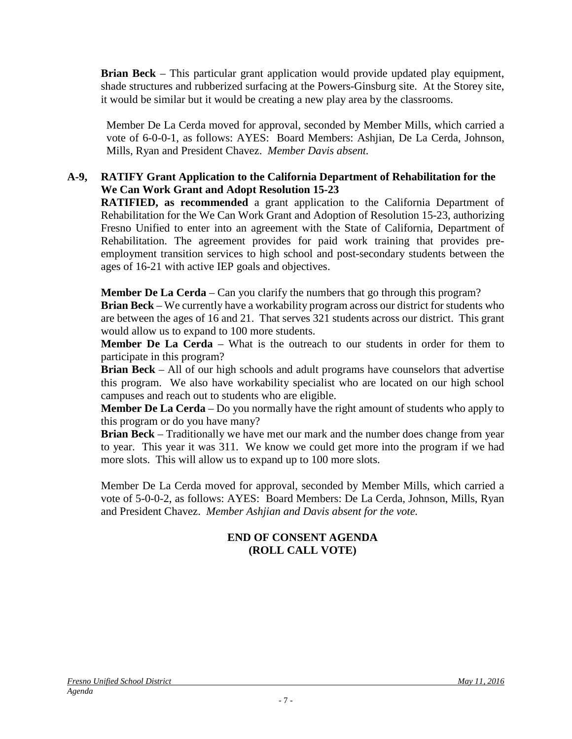**Brian Beck** – This particular grant application would provide updated play equipment, shade structures and rubberized surfacing at the Powers-Ginsburg site. At the Storey site, it would be similar but it would be creating a new play area by the classrooms.

Member De La Cerda moved for approval, seconded by Member Mills, which carried a vote of 6-0-0-1, as follows: AYES: Board Members: Ashjian, De La Cerda, Johnson, Mills, Ryan and President Chavez. *Member Davis absent.*

**A-9, RATIFY Grant Application to the California Department of Rehabilitation for the We Can Work Grant and Adopt Resolution 15-23**

**RATIFIED, as recommended** a grant application to the California Department of Rehabilitation for the We Can Work Grant and Adoption of Resolution 15-23, authorizing Fresno Unified to enter into an agreement with the State of California, Department of Rehabilitation. The agreement provides for paid work training that provides pre-employment transition services to high school and post-secondary students between the ages of 16-21 with active IEP goals and objectives.

**Member De La Cerda** – Can you clarify the numbers that go through this program?
**Brian Beck** – We currently have a workability program across our district for students who are between the ages of 16 and 21. That serves 321 students across our district. This grant would allow us to expand to 100 more students.
**Member De La Cerda** – What is the outreach to our students in order for them to participate in this program?
**Brian Beck** – All of our high schools and adult programs have counselors that advertise this program. We also have workability specialist who are located on our high school campuses and reach out to students who are eligible.
**Member De La Cerda** – Do you normally have the right amount of students who apply to this program or do you have many?
**Brian Beck** – Traditionally we have met our mark and the number does change from year to year. This year it was 311. We know we could get more into the program if we had more slots. This will allow us to expand up to 100 more slots.

Member De La Cerda moved for approval, seconded by Member Mills, which carried a vote of 5-0-0-2, as follows: AYES: Board Members: De La Cerda, Johnson, Mills, Ryan and President Chavez. *Member Ashjian and Davis absent for the vote.*

**END OF CONSENT AGENDA**
**(ROLL CALL VOTE)**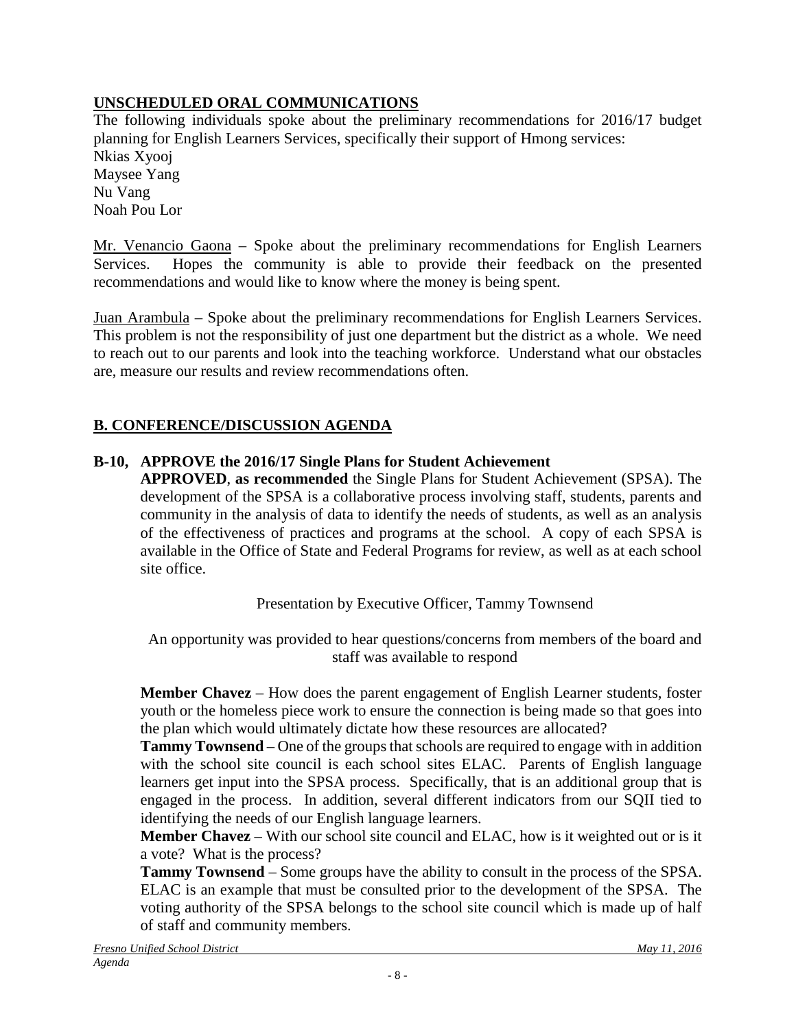## UNSCHEDULED ORAL COMMUNICATIONS

The following individuals spoke about the preliminary recommendations for 2016/17 budget planning for English Learners Services, specifically their support of Hmong services:
Nkias Xyooj
Maysee Yang
Nu Vang
Noah Pou Lor

Mr. Venancio Gaona – Spoke about the preliminary recommendations for English Learners Services. Hopes the community is able to provide their feedback on the presented recommendations and would like to know where the money is being spent.

Juan Arambula – Spoke about the preliminary recommendations for English Learners Services. This problem is not the responsibility of just one department but the district as a whole. We need to reach out to our parents and look into the teaching workforce. Understand what our obstacles are, measure our results and review recommendations often.

## B. CONFERENCE/DISCUSSION AGENDA

### B-10, APPROVE the 2016/17 Single Plans for Student Achievement

**APPROVED**, **as recommended** the Single Plans for Student Achievement (SPSA). The development of the SPSA is a collaborative process involving staff, students, parents and community in the analysis of data to identify the needs of students, as well as an analysis of the effectiveness of practices and programs at the school. A copy of each SPSA is available in the Office of State and Federal Programs for review, as well as at each school site office.

Presentation by Executive Officer, Tammy Townsend

An opportunity was provided to hear questions/concerns from members of the board and staff was available to respond

**Member Chavez** – How does the parent engagement of English Learner students, foster youth or the homeless piece work to ensure the connection is being made so that goes into the plan which would ultimately dictate how these resources are allocated?

**Tammy Townsend** – One of the groups that schools are required to engage with in addition with the school site council is each school sites ELAC. Parents of English language learners get input into the SPSA process. Specifically, that is an additional group that is engaged in the process. In addition, several different indicators from our SQII tied to identifying the needs of our English language learners.

**Member Chavez** – With our school site council and ELAC, how is it weighted out or is it a vote? What is the process?

**Tammy Townsend** – Some groups have the ability to consult in the process of the SPSA. ELAC is an example that must be consulted prior to the development of the SPSA. The voting authority of the SPSA belongs to the school site council which is made up of half of staff and community members.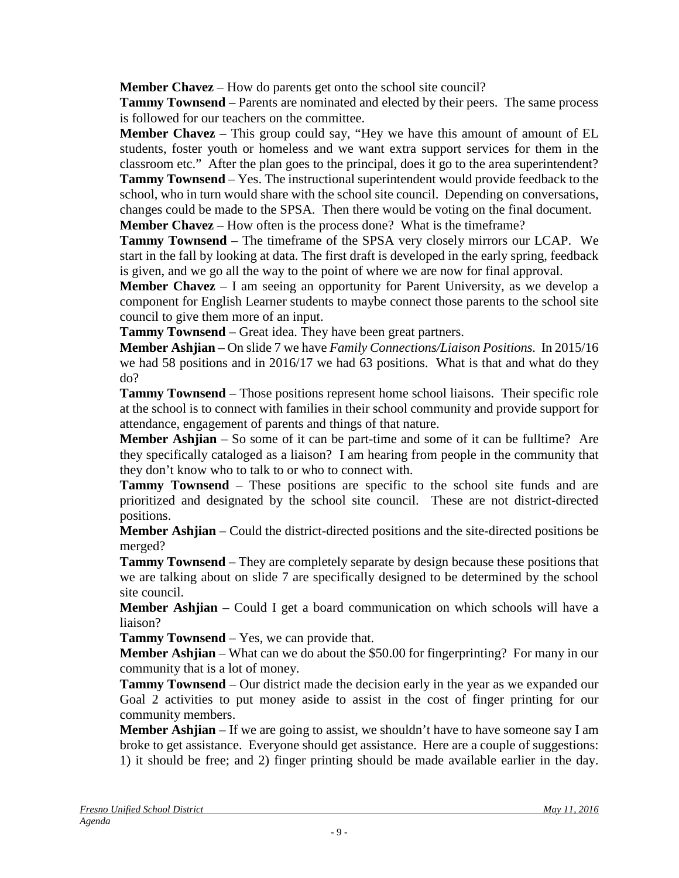**Member Chavez** – How do parents get onto the school site council?

**Tammy Townsend** – Parents are nominated and elected by their peers. The same process is followed for our teachers on the committee.

**Member Chavez** – This group could say, "Hey we have this amount of amount of EL students, foster youth or homeless and we want extra support services for them in the classroom etc." After the plan goes to the principal, does it go to the area superintendent?

**Tammy Townsend** – Yes. The instructional superintendent would provide feedback to the school, who in turn would share with the school site council. Depending on conversations, changes could be made to the SPSA. Then there would be voting on the final document.

**Member Chavez** – How often is the process done? What is the timeframe?

**Tammy Townsend** – The timeframe of the SPSA very closely mirrors our LCAP. We start in the fall by looking at data. The first draft is developed in the early spring, feedback is given, and we go all the way to the point of where we are now for final approval.

**Member Chavez** – I am seeing an opportunity for Parent University, as we develop a component for English Learner students to maybe connect those parents to the school site council to give them more of an input.

**Tammy Townsend** – Great idea. They have been great partners.

**Member Ashjian** – On slide 7 we have *Family Connections/Liaison Positions.* In 2015/16 we had 58 positions and in 2016/17 we had 63 positions. What is that and what do they do?

**Tammy Townsend** – Those positions represent home school liaisons. Their specific role at the school is to connect with families in their school community and provide support for attendance, engagement of parents and things of that nature.

**Member Ashjian** – So some of it can be part-time and some of it can be fulltime? Are they specifically cataloged as a liaison? I am hearing from people in the community that they don't know who to talk to or who to connect with.

**Tammy Townsend** – These positions are specific to the school site funds and are prioritized and designated by the school site council. These are not district-directed positions.

**Member Ashjian** – Could the district-directed positions and the site-directed positions be merged?

**Tammy Townsend** – They are completely separate by design because these positions that we are talking about on slide 7 are specifically designed to be determined by the school site council.

**Member Ashjian** – Could I get a board communication on which schools will have a liaison?

**Tammy Townsend** – Yes, we can provide that.

**Member Ashjian** – What can we do about the $50.00 for fingerprinting? For many in our community that is a lot of money.

**Tammy Townsend** – Our district made the decision early in the year as we expanded our Goal 2 activities to put money aside to assist in the cost of finger printing for our community members.

**Member Ashjian** – If we are going to assist, we shouldn't have to have someone say I am broke to get assistance. Everyone should get assistance. Here are a couple of suggestions: 1) it should be free; and 2) finger printing should be made available earlier in the day.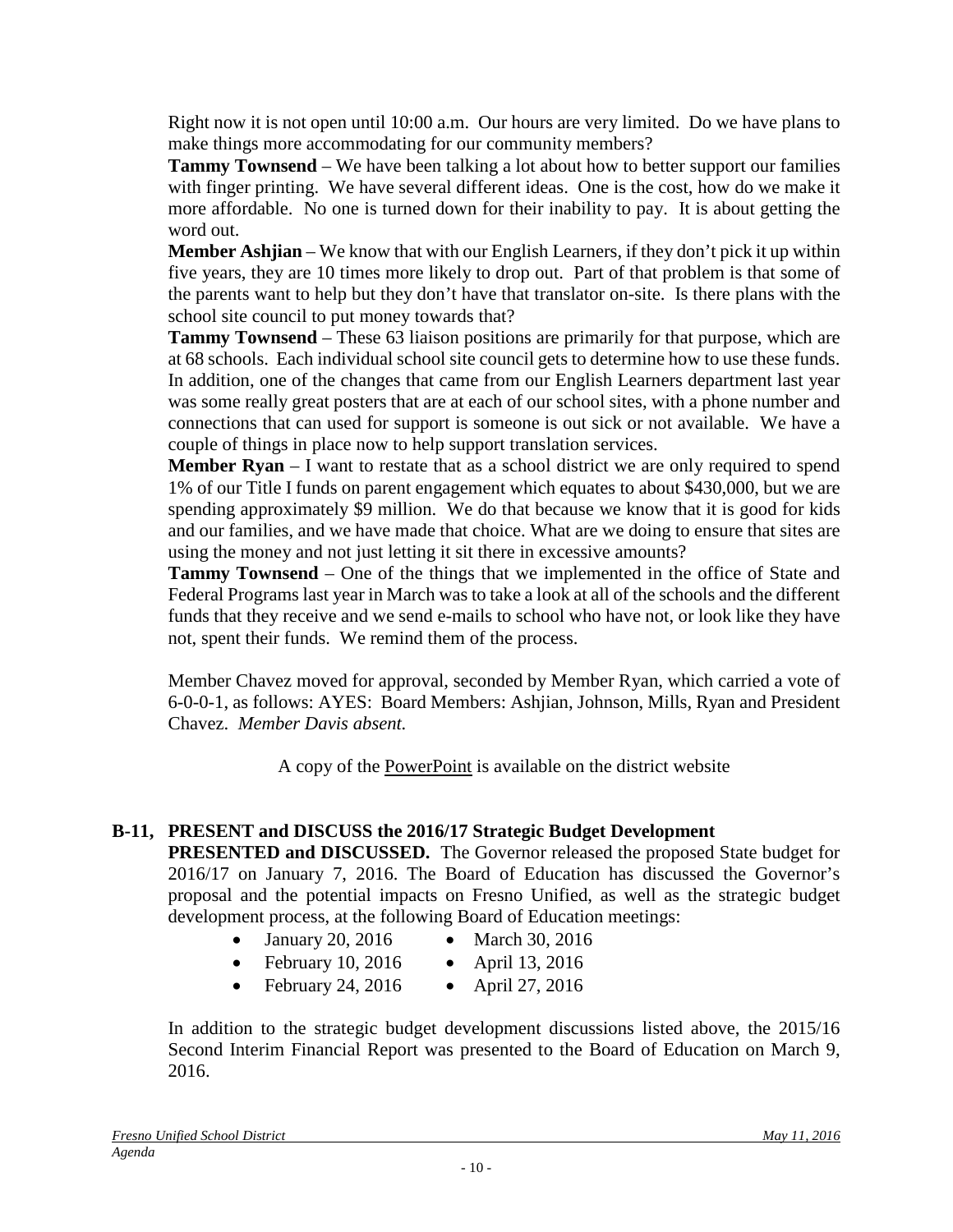Right now it is not open until 10:00 a.m. Our hours are very limited. Do we have plans to make things more accommodating for our community members?

**Tammy Townsend** – We have been talking a lot about how to better support our families with finger printing. We have several different ideas. One is the cost, how do we make it more affordable. No one is turned down for their inability to pay. It is about getting the word out.

**Member Ashjian** – We know that with our English Learners, if they don't pick it up within five years, they are 10 times more likely to drop out. Part of that problem is that some of the parents want to help but they don't have that translator on-site. Is there plans with the school site council to put money towards that?

**Tammy Townsend** – These 63 liaison positions are primarily for that purpose, which are at 68 schools. Each individual school site council gets to determine how to use these funds. In addition, one of the changes that came from our English Learners department last year was some really great posters that are at each of our school sites, with a phone number and connections that can used for support is someone is out sick or not available. We have a couple of things in place now to help support translation services.

**Member Ryan** – I want to restate that as a school district we are only required to spend 1% of our Title I funds on parent engagement which equates to about $430,000, but we are spending approximately $9 million. We do that because we know that it is good for kids and our families, and we have made that choice. What are we doing to ensure that sites are using the money and not just letting it sit there in excessive amounts?

**Tammy Townsend** – One of the things that we implemented in the office of State and Federal Programs last year in March was to take a look at all of the schools and the different funds that they receive and we send e-mails to school who have not, or look like they have not, spent their funds. We remind them of the process.

Member Chavez moved for approval, seconded by Member Ryan, which carried a vote of 6-0-0-1, as follows: AYES: Board Members: Ashjian, Johnson, Mills, Ryan and President Chavez. *Member Davis absent.*

A copy of the PowerPoint is available on the district website

## B-11, PRESENT and DISCUSS the 2016/17 Strategic Budget Development

**PRESENTED and DISCUSSED.** The Governor released the proposed State budget for 2016/17 on January 7, 2016. The Board of Education has discussed the Governor's proposal and the potential impacts on Fresno Unified, as well as the strategic budget development process, at the following Board of Education meetings:

- January 20, 2016
- February 10, 2016
- February 24, 2016
- March 30, 2016
- April 13, 2016
- April 27, 2016

In addition to the strategic budget development discussions listed above, the 2015/16 Second Interim Financial Report was presented to the Board of Education on March 9, 2016.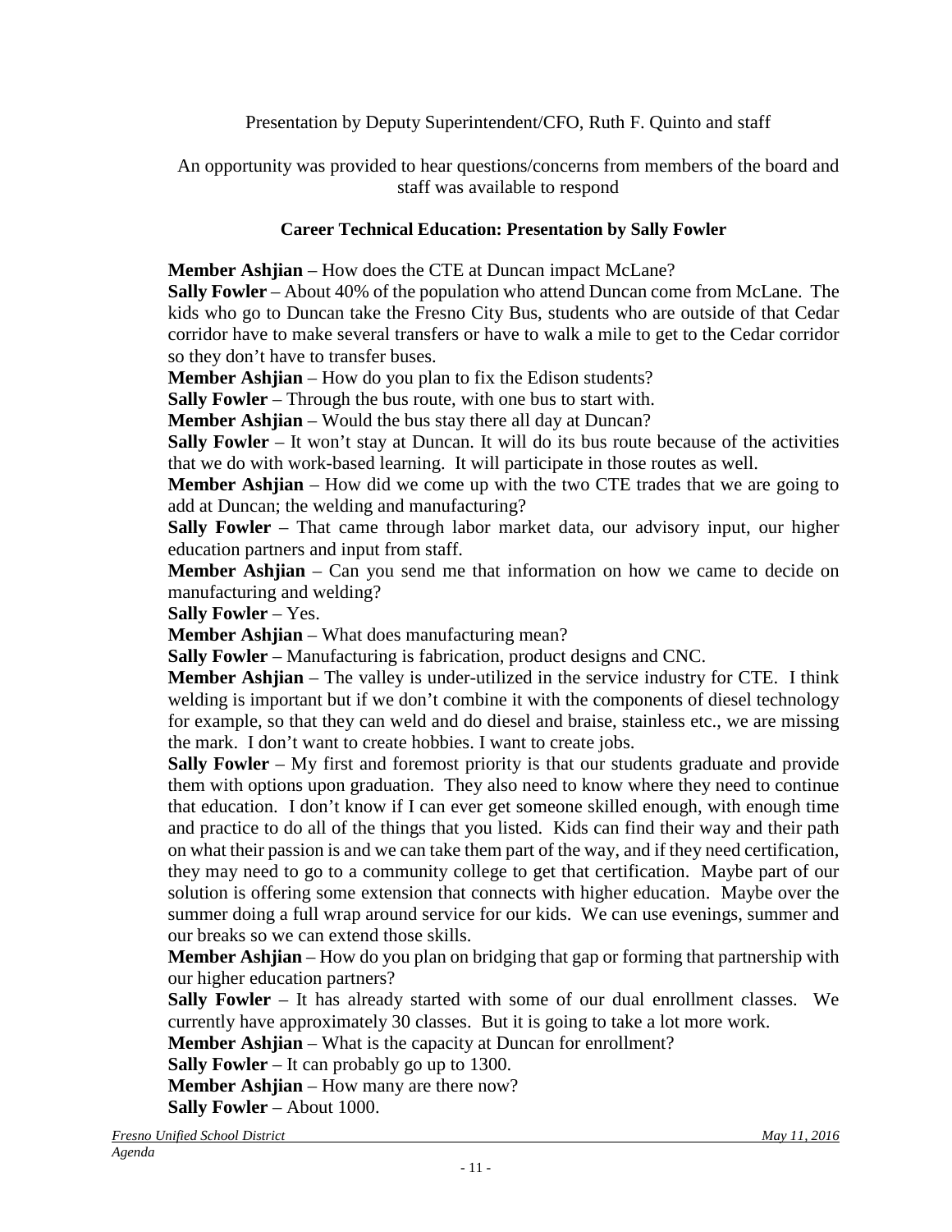Presentation by Deputy Superintendent/CFO, Ruth F. Quinto and staff

An opportunity was provided to hear questions/concerns from members of the board and staff was available to respond

**Career Technical Education: Presentation by Sally Fowler**

**Member Ashjian** – How does the CTE at Duncan impact McLane?
**Sally Fowler** – About 40% of the population who attend Duncan come from McLane. The kids who go to Duncan take the Fresno City Bus, students who are outside of that Cedar corridor have to make several transfers or have to walk a mile to get to the Cedar corridor so they don't have to transfer buses.
**Member Ashjian** – How do you plan to fix the Edison students?
**Sally Fowler** – Through the bus route, with one bus to start with.
**Member Ashjian** – Would the bus stay there all day at Duncan?
**Sally Fowler** – It won't stay at Duncan. It will do its bus route because of the activities that we do with work-based learning. It will participate in those routes as well.
**Member Ashjian** – How did we come up with the two CTE trades that we are going to add at Duncan; the welding and manufacturing?
**Sally Fowler** – That came through labor market data, our advisory input, our higher education partners and input from staff.
**Member Ashjian** – Can you send me that information on how we came to decide on manufacturing and welding?
**Sally Fowler** – Yes.
**Member Ashjian** – What does manufacturing mean?
**Sally Fowler** – Manufacturing is fabrication, product designs and CNC.
**Member Ashjian** – The valley is under-utilized in the service industry for CTE. I think welding is important but if we don't combine it with the components of diesel technology for example, so that they can weld and do diesel and braise, stainless etc., we are missing the mark. I don't want to create hobbies. I want to create jobs.
**Sally Fowler** – My first and foremost priority is that our students graduate and provide them with options upon graduation. They also need to know where they need to continue that education. I don't know if I can ever get someone skilled enough, with enough time and practice to do all of the things that you listed. Kids can find their way and their path on what their passion is and we can take them part of the way, and if they need certification, they may need to go to a community college to get that certification. Maybe part of our solution is offering some extension that connects with higher education. Maybe over the summer doing a full wrap around service for our kids. We can use evenings, summer and our breaks so we can extend those skills.
**Member Ashjian** – How do you plan on bridging that gap or forming that partnership with our higher education partners?
**Sally Fowler** – It has already started with some of our dual enrollment classes. We currently have approximately 30 classes. But it is going to take a lot more work.
**Member Ashjian** – What is the capacity at Duncan for enrollment?
**Sally Fowler** – It can probably go up to 1300.
**Member Ashjian** – How many are there now?
**Sally Fowler** – About 1000.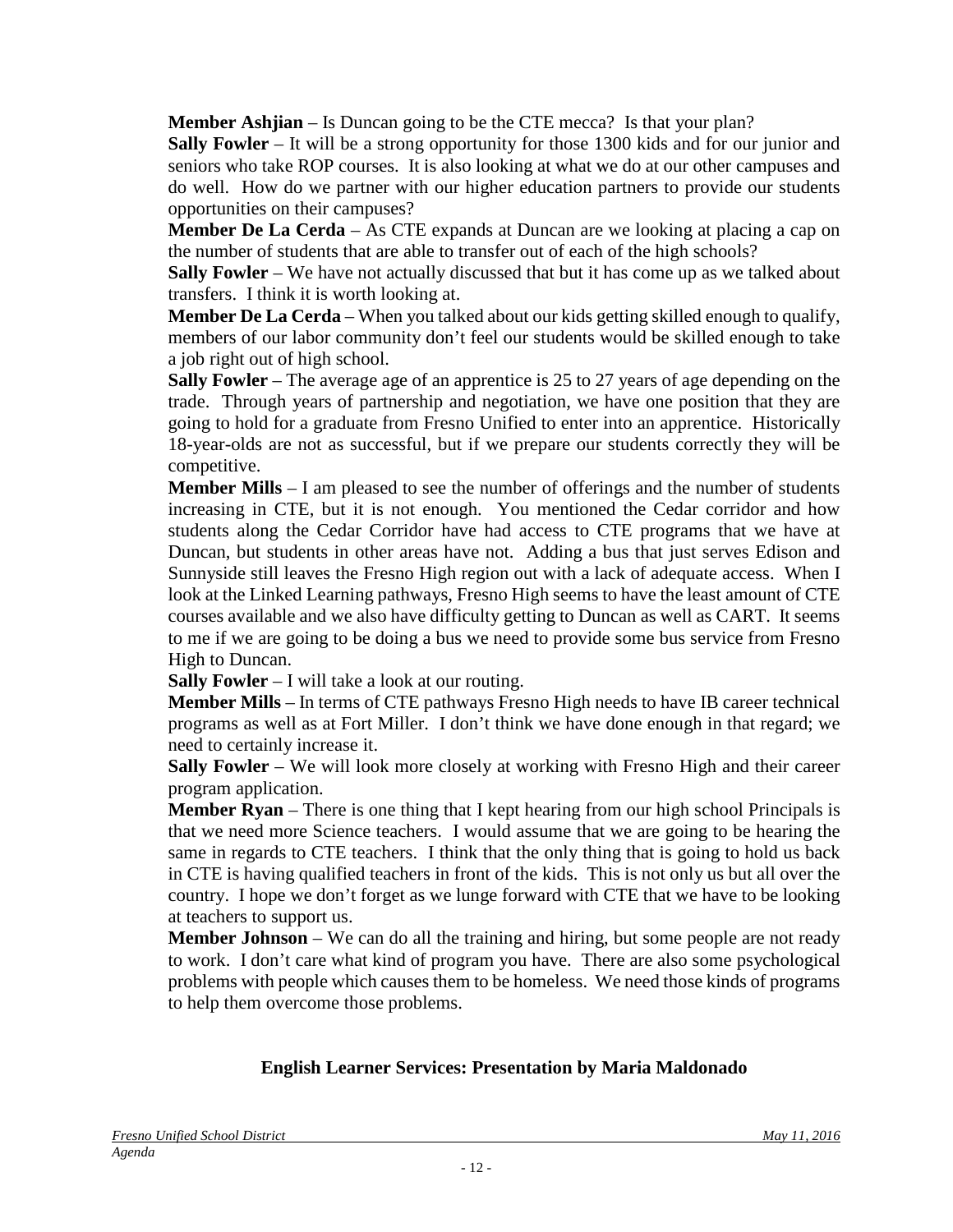**Member Ashjian** – Is Duncan going to be the CTE mecca? Is that your plan?

**Sally Fowler** – It will be a strong opportunity for those 1300 kids and for our junior and seniors who take ROP courses. It is also looking at what we do at our other campuses and do well. How do we partner with our higher education partners to provide our students opportunities on their campuses?

**Member De La Cerda** – As CTE expands at Duncan are we looking at placing a cap on the number of students that are able to transfer out of each of the high schools?

**Sally Fowler** – We have not actually discussed that but it has come up as we talked about transfers. I think it is worth looking at.

**Member De La Cerda** – When you talked about our kids getting skilled enough to qualify, members of our labor community don't feel our students would be skilled enough to take a job right out of high school.

**Sally Fowler** – The average age of an apprentice is 25 to 27 years of age depending on the trade. Through years of partnership and negotiation, we have one position that they are going to hold for a graduate from Fresno Unified to enter into an apprentice. Historically 18-year-olds are not as successful, but if we prepare our students correctly they will be competitive.

**Member Mills** – I am pleased to see the number of offerings and the number of students increasing in CTE, but it is not enough. You mentioned the Cedar corridor and how students along the Cedar Corridor have had access to CTE programs that we have at Duncan, but students in other areas have not. Adding a bus that just serves Edison and Sunnyside still leaves the Fresno High region out with a lack of adequate access. When I look at the Linked Learning pathways, Fresno High seems to have the least amount of CTE courses available and we also have difficulty getting to Duncan as well as CART. It seems to me if we are going to be doing a bus we need to provide some bus service from Fresno High to Duncan.

**Sally Fowler** – I will take a look at our routing.

**Member Mills** – In terms of CTE pathways Fresno High needs to have IB career technical programs as well as at Fort Miller. I don't think we have done enough in that regard; we need to certainly increase it.

**Sally Fowler** – We will look more closely at working with Fresno High and their career program application.

**Member Ryan** – There is one thing that I kept hearing from our high school Principals is that we need more Science teachers. I would assume that we are going to be hearing the same in regards to CTE teachers. I think that the only thing that is going to hold us back in CTE is having qualified teachers in front of the kids. This is not only us but all over the country. I hope we don't forget as we lunge forward with CTE that we have to be looking at teachers to support us.

**Member Johnson** – We can do all the training and hiring, but some people are not ready to work. I don't care what kind of program you have. There are also some psychological problems with people which causes them to be homeless. We need those kinds of programs to help them overcome those problems.

**English Learner Services: Presentation by Maria Maldonado**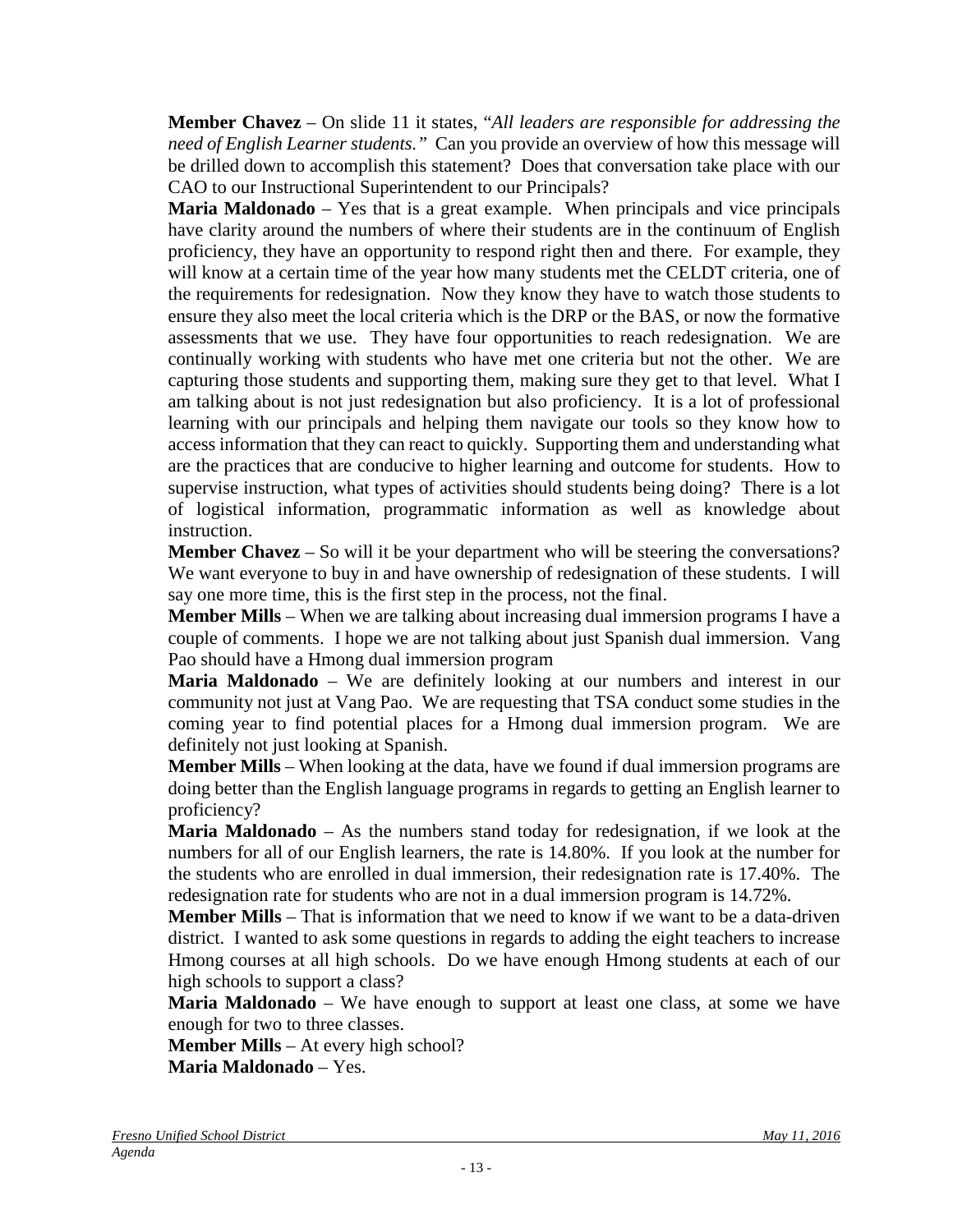**Member Chavez** – On slide 11 it states, "*All leaders are responsible for addressing the need of English Learner students.*" Can you provide an overview of how this message will be drilled down to accomplish this statement? Does that conversation take place with our CAO to our Instructional Superintendent to our Principals?

**Maria Maldonado** – Yes that is a great example. When principals and vice principals have clarity around the numbers of where their students are in the continuum of English proficiency, they have an opportunity to respond right then and there. For example, they will know at a certain time of the year how many students met the CELDT criteria, one of the requirements for redesignation. Now they know they have to watch those students to ensure they also meet the local criteria which is the DRP or the BAS, or now the formative assessments that we use. They have four opportunities to reach redesignation. We are continually working with students who have met one criteria but not the other. We are capturing those students and supporting them, making sure they get to that level. What I am talking about is not just redesignation but also proficiency. It is a lot of professional learning with our principals and helping them navigate our tools so they know how to access information that they can react to quickly. Supporting them and understanding what are the practices that are conducive to higher learning and outcome for students. How to supervise instruction, what types of activities should students being doing? There is a lot of logistical information, programmatic information as well as knowledge about instruction.

**Member Chavez** – So will it be your department who will be steering the conversations? We want everyone to buy in and have ownership of redesignation of these students. I will say one more time, this is the first step in the process, not the final.

**Member Mills** – When we are talking about increasing dual immersion programs I have a couple of comments. I hope we are not talking about just Spanish dual immersion. Vang Pao should have a Hmong dual immersion program

**Maria Maldonado** – We are definitely looking at our numbers and interest in our community not just at Vang Pao. We are requesting that TSA conduct some studies in the coming year to find potential places for a Hmong dual immersion program. We are definitely not just looking at Spanish.

**Member Mills** – When looking at the data, have we found if dual immersion programs are doing better than the English language programs in regards to getting an English learner to proficiency?

**Maria Maldonado** – As the numbers stand today for redesignation, if we look at the numbers for all of our English learners, the rate is 14.80%. If you look at the number for the students who are enrolled in dual immersion, their redesignation rate is 17.40%. The redesignation rate for students who are not in a dual immersion program is 14.72%.

**Member Mills** – That is information that we need to know if we want to be a data-driven district. I wanted to ask some questions in regards to adding the eight teachers to increase Hmong courses at all high schools. Do we have enough Hmong students at each of our high schools to support a class?

**Maria Maldonado** – We have enough to support at least one class, at some we have enough for two to three classes.

**Member Mills** – At every high school?

**Maria Maldonado** – Yes.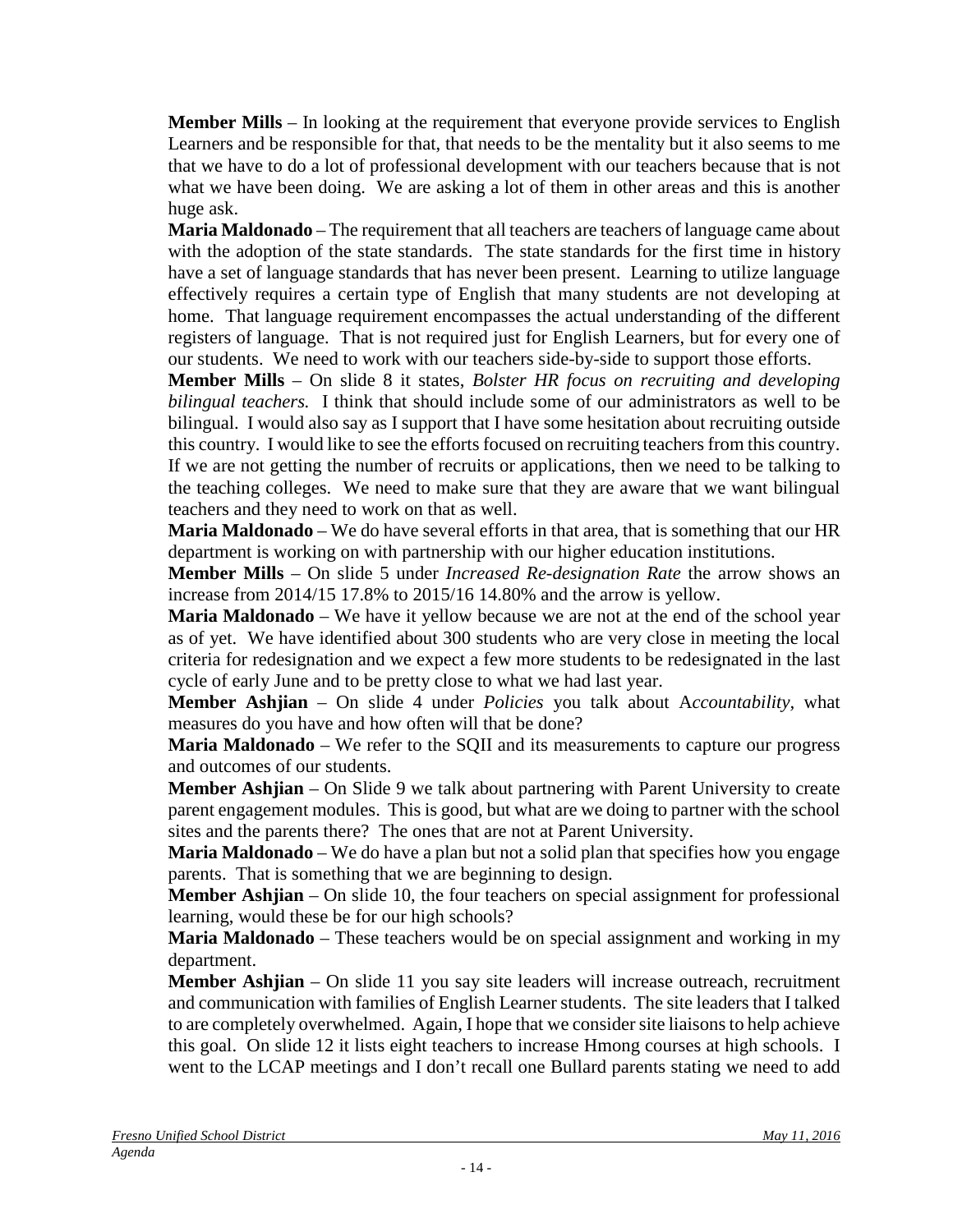**Member Mills** – In looking at the requirement that everyone provide services to English Learners and be responsible for that, that needs to be the mentality but it also seems to me that we have to do a lot of professional development with our teachers because that is not what we have been doing. We are asking a lot of them in other areas and this is another huge ask.

**Maria Maldonado** – The requirement that all teachers are teachers of language came about with the adoption of the state standards. The state standards for the first time in history have a set of language standards that has never been present. Learning to utilize language effectively requires a certain type of English that many students are not developing at home. That language requirement encompasses the actual understanding of the different registers of language. That is not required just for English Learners, but for every one of our students. We need to work with our teachers side-by-side to support those efforts.

**Member Mills** – On slide 8 it states, *Bolster HR focus on recruiting and developing bilingual teachers.* I think that should include some of our administrators as well to be bilingual. I would also say as I support that I have some hesitation about recruiting outside this country. I would like to see the efforts focused on recruiting teachers from this country. If we are not getting the number of recruits or applications, then we need to be talking to the teaching colleges. We need to make sure that they are aware that we want bilingual teachers and they need to work on that as well.

**Maria Maldonado** – We do have several efforts in that area, that is something that our HR department is working on with partnership with our higher education institutions.

**Member Mills** – On slide 5 under *Increased Re-designation Rate* the arrow shows an increase from 2014/15 17.8% to 2015/16 14.80% and the arrow is yellow.

**Maria Maldonado** – We have it yellow because we are not at the end of the school year as of yet. We have identified about 300 students who are very close in meeting the local criteria for redesignation and we expect a few more students to be redesignated in the last cycle of early June and to be pretty close to what we had last year.

**Member Ashjian** – On slide 4 under *Policies* you talk about A*ccountability,* what measures do you have and how often will that be done?

**Maria Maldonado** – We refer to the SQII and its measurements to capture our progress and outcomes of our students.

**Member Ashjian** – On Slide 9 we talk about partnering with Parent University to create parent engagement modules. This is good, but what are we doing to partner with the school sites and the parents there? The ones that are not at Parent University.

**Maria Maldonado** – We do have a plan but not a solid plan that specifies how you engage parents. That is something that we are beginning to design.

**Member Ashjian** – On slide 10, the four teachers on special assignment for professional learning, would these be for our high schools?

**Maria Maldonado** – These teachers would be on special assignment and working in my department.

**Member Ashjian** – On slide 11 you say site leaders will increase outreach, recruitment and communication with families of English Learner students. The site leaders that I talked to are completely overwhelmed. Again, I hope that we consider site liaisons to help achieve this goal. On slide 12 it lists eight teachers to increase Hmong courses at high schools. I went to the LCAP meetings and I don't recall one Bullard parents stating we need to add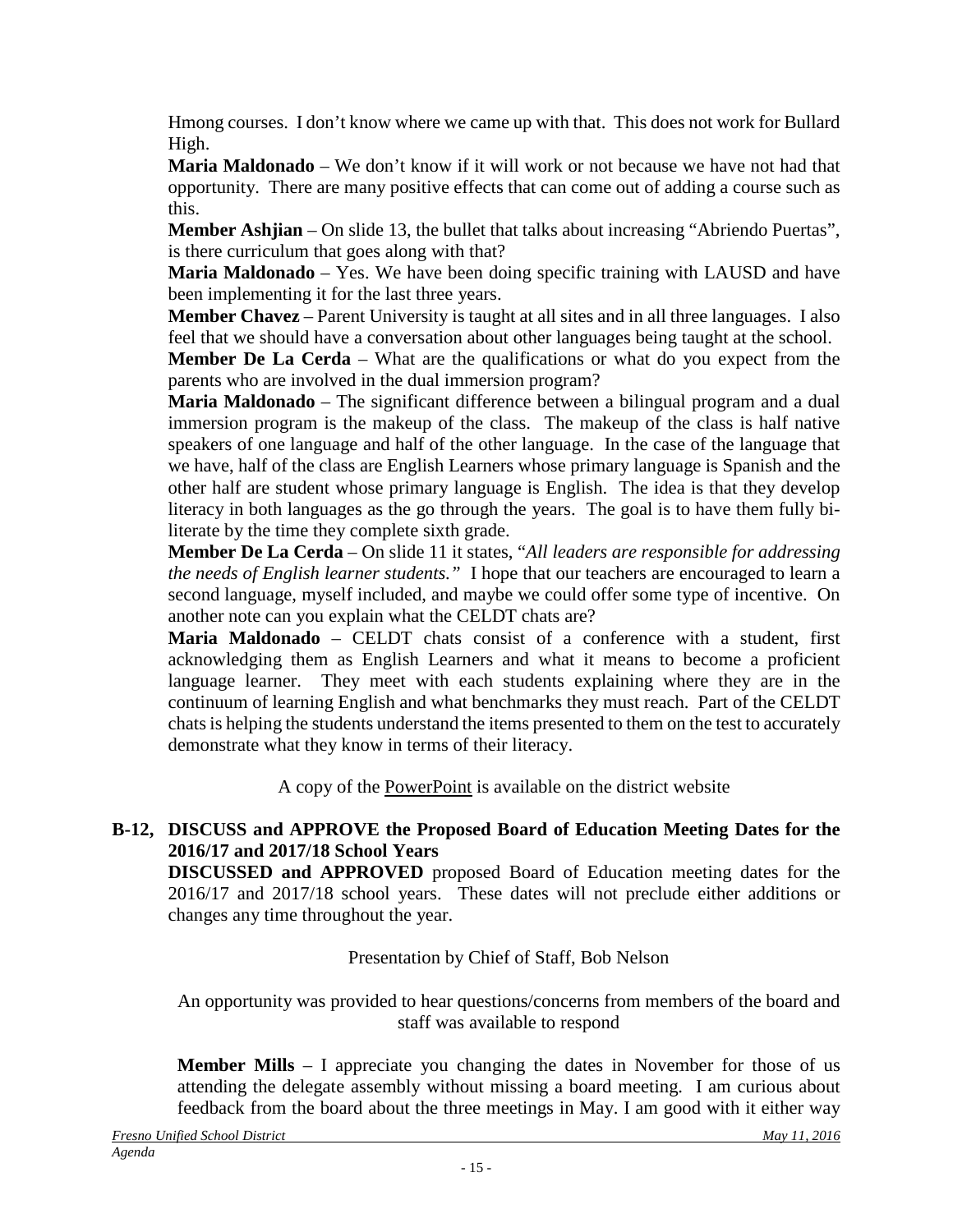Hmong courses. I don't know where we came up with that. This does not work for Bullard High.

**Maria Maldonado** – We don't know if it will work or not because we have not had that opportunity. There are many positive effects that can come out of adding a course such as this.

**Member Ashjian** – On slide 13, the bullet that talks about increasing "Abriendo Puertas", is there curriculum that goes along with that?

**Maria Maldonado** – Yes. We have been doing specific training with LAUSD and have been implementing it for the last three years.

**Member Chavez** – Parent University is taught at all sites and in all three languages. I also feel that we should have a conversation about other languages being taught at the school.

**Member De La Cerda** – What are the qualifications or what do you expect from the parents who are involved in the dual immersion program?

**Maria Maldonado** – The significant difference between a bilingual program and a dual immersion program is the makeup of the class. The makeup of the class is half native speakers of one language and half of the other language. In the case of the language that we have, half of the class are English Learners whose primary language is Spanish and the other half are student whose primary language is English. The idea is that they develop literacy in both languages as the go through the years. The goal is to have them fully bi-literate by the time they complete sixth grade.

**Member De La Cerda** – On slide 11 it states, "*All leaders are responsible for addressing the needs of English learner students."* I hope that our teachers are encouraged to learn a second language, myself included, and maybe we could offer some type of incentive. On another note can you explain what the CELDT chats are?

**Maria Maldonado** – CELDT chats consist of a conference with a student, first acknowledging them as English Learners and what it means to become a proficient language learner. They meet with each students explaining where they are in the continuum of learning English and what benchmarks they must reach. Part of the CELDT chats is helping the students understand the items presented to them on the test to accurately demonstrate what they know in terms of their literacy.

A copy of the PowerPoint is available on the district website

**B-12, DISCUSS and APPROVE the Proposed Board of Education Meeting Dates for the 2016/17 and 2017/18 School Years**

**DISCUSSED and APPROVED** proposed Board of Education meeting dates for the 2016/17 and 2017/18 school years. These dates will not preclude either additions or changes any time throughout the year.

Presentation by Chief of Staff, Bob Nelson

An opportunity was provided to hear questions/concerns from members of the board and staff was available to respond

**Member Mills** – I appreciate you changing the dates in November for those of us attending the delegate assembly without missing a board meeting. I am curious about feedback from the board about the three meetings in May. I am good with it either way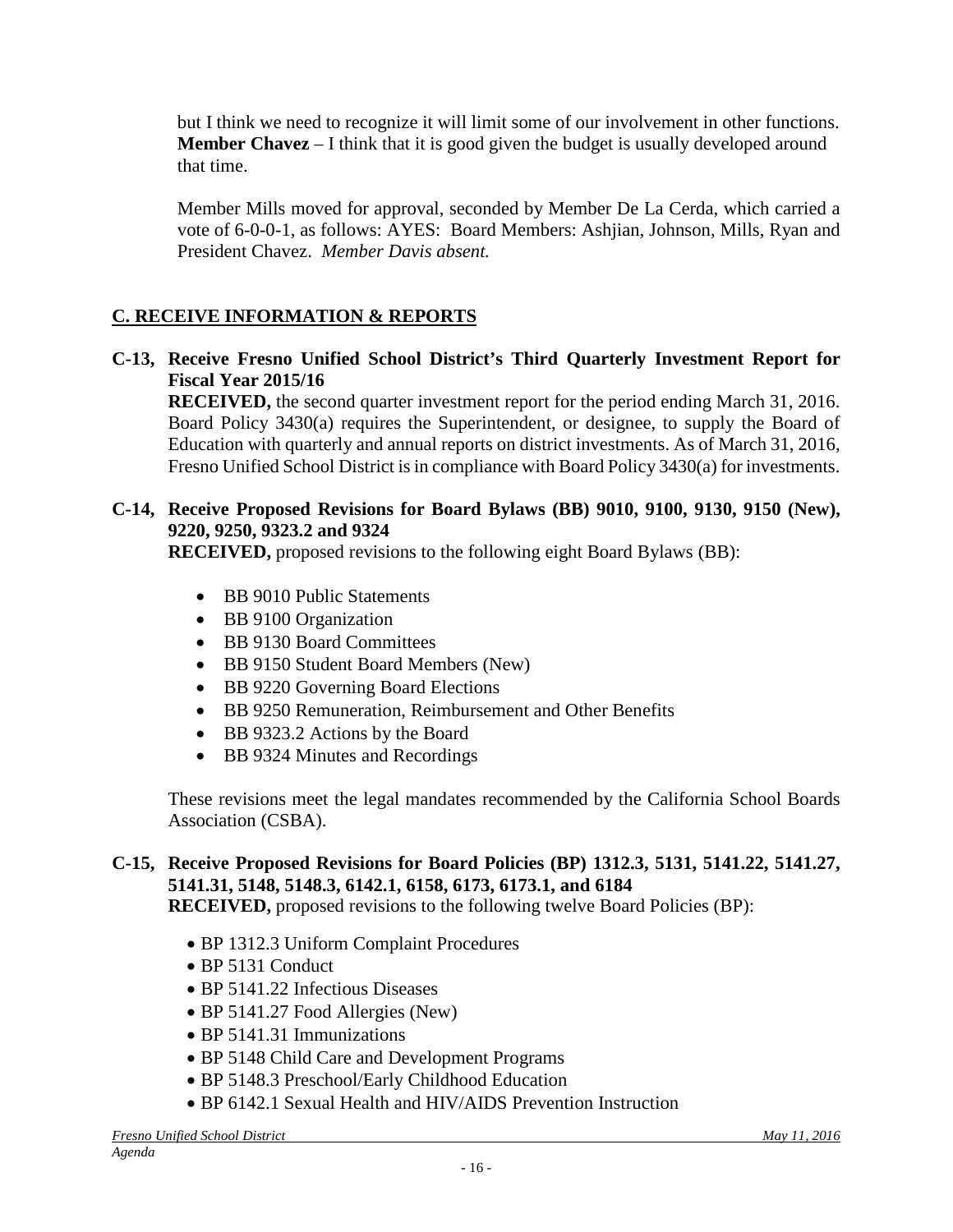but I think we need to recognize it will limit some of our involvement in other functions. **Member Chavez** – I think that it is good given the budget is usually developed around that time.

Member Mills moved for approval, seconded by Member De La Cerda, which carried a vote of 6-0-0-1, as follows: AYES: Board Members: Ashjian, Johnson, Mills, Ryan and President Chavez. *Member Davis absent.*

## C. RECEIVE INFORMATION & REPORTS

**C-13, Receive Fresno Unified School District's Third Quarterly Investment Report for Fiscal Year 2015/16**

**RECEIVED,** the second quarter investment report for the period ending March 31, 2016. Board Policy 3430(a) requires the Superintendent, or designee, to supply the Board of Education with quarterly and annual reports on district investments. As of March 31, 2016, Fresno Unified School District is in compliance with Board Policy 3430(a) for investments.

**C-14, Receive Proposed Revisions for Board Bylaws (BB) 9010, 9100, 9130, 9150 (New), 9220, 9250, 9323.2 and 9324**

**RECEIVED,** proposed revisions to the following eight Board Bylaws (BB):

- BB 9010 Public Statements
- BB 9100 Organization
- BB 9130 Board Committees
- BB 9150 Student Board Members (New)
- BB 9220 Governing Board Elections
- BB 9250 Remuneration, Reimbursement and Other Benefits
- BB 9323.2 Actions by the Board
- BB 9324 Minutes and Recordings

These revisions meet the legal mandates recommended by the California School Boards Association (CSBA).

**C-15, Receive Proposed Revisions for Board Policies (BP) 1312.3, 5131, 5141.22, 5141.27, 5141.31, 5148, 5148.3, 6142.1, 6158, 6173, 6173.1, and 6184**

**RECEIVED,** proposed revisions to the following twelve Board Policies (BP):

- BP 1312.3 Uniform Complaint Procedures
- BP 5131 Conduct
- BP 5141.22 Infectious Diseases
- BP 5141.27 Food Allergies (New)
- BP 5141.31 Immunizations
- BP 5148 Child Care and Development Programs
- BP 5148.3 Preschool/Early Childhood Education
- BP 6142.1 Sexual Health and HIV/AIDS Prevention Instruction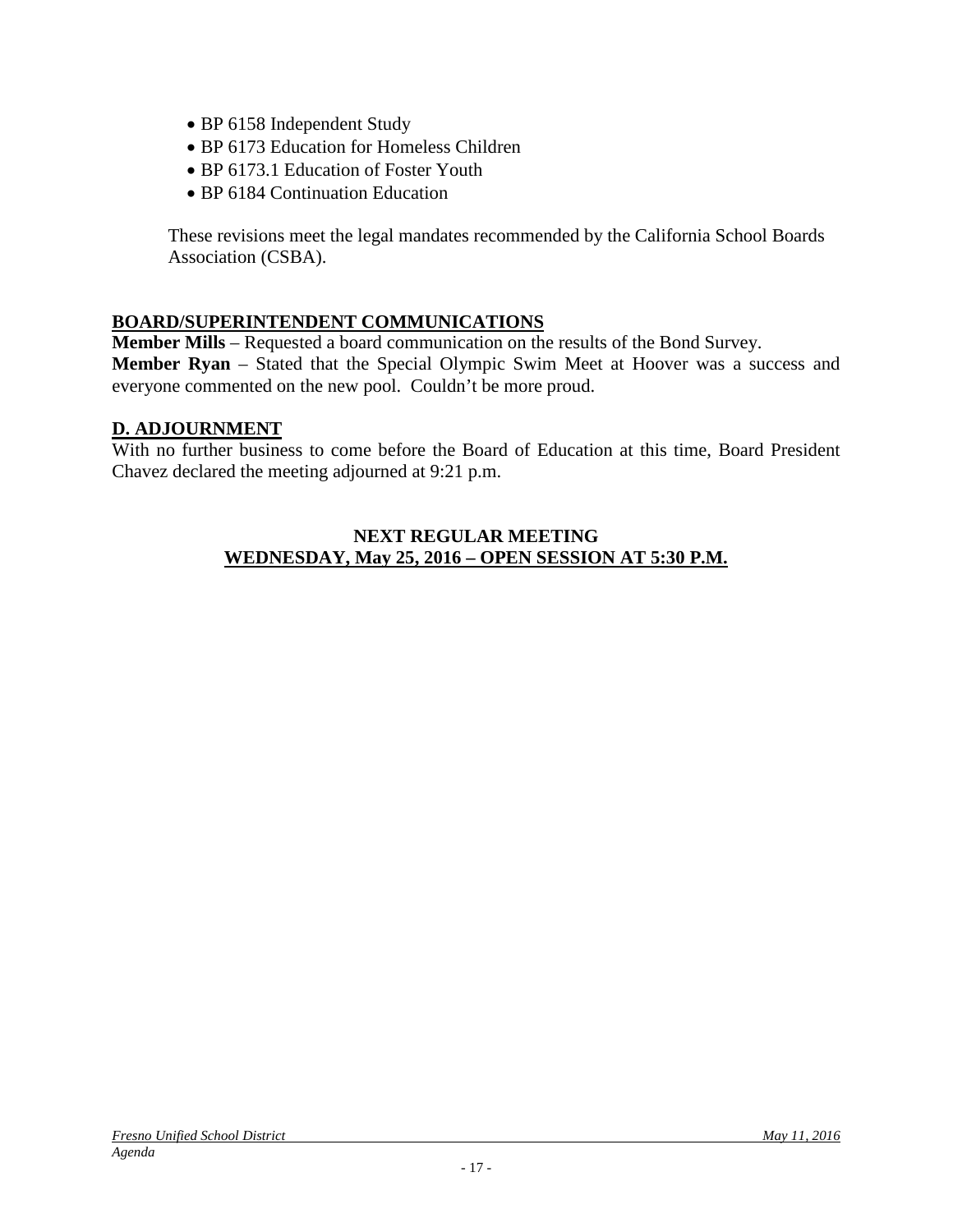- BP 6158 Independent Study
- BP 6173 Education for Homeless Children
- BP 6173.1 Education of Foster Youth
- BP 6184 Continuation Education

These revisions meet the legal mandates recommended by the California School Boards Association (CSBA).

## BOARD/SUPERINTENDENT COMMUNICATIONS

**Member Mills** – Requested a board communication on the results of the Bond Survey.
**Member Ryan** – Stated that the Special Olympic Swim Meet at Hoover was a success and everyone commented on the new pool. Couldn't be more proud.

## D. ADJOURNMENT

With no further business to come before the Board of Education at this time, Board President Chavez declared the meeting adjourned at 9:21 p.m.

**NEXT REGULAR MEETING**
**WEDNESDAY, May 25, 2016 – OPEN SESSION AT 5:30 P.M.**